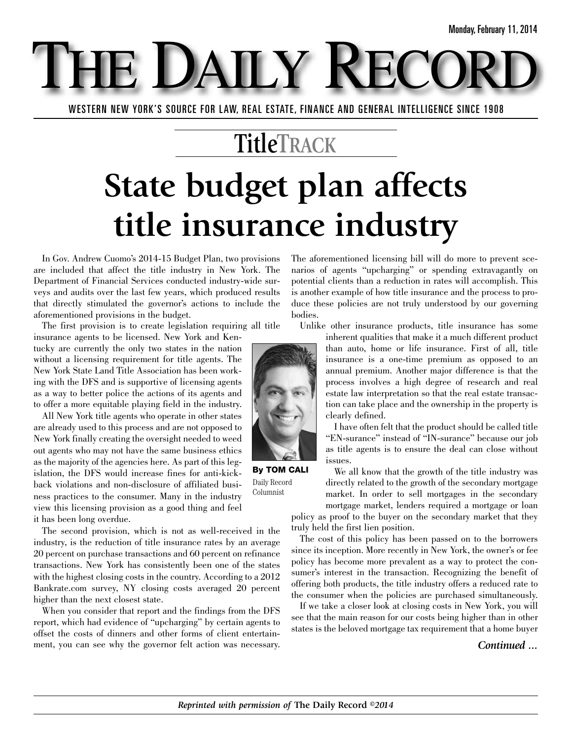Monday, February 11, 2014

# THE DAILY RECORD

WESTERN NEW YORK'S SOURCE FOR LAW, REAL ESTATE, FINANCE AND GENERAL INTELLIGENCE SINCE 1908

## TitleTRACK

# State budget plan affects title insurance industry

**By TOM CALI**
Daily Record Columnist

In Gov. Andrew Cuomo's 2014-15 Budget Plan, two provisions are included that affect the title industry in New York. The Department of Financial Services conducted industry-wide surveys and audits over the last few years, which produced results that directly stimulated the governor's actions to include the aforementioned provisions in the budget.

The first provision is to create legislation requiring all title insurance agents to be licensed. New York and Kentucky are currently the only two states in the nation without a licensing requirement for title agents. The New York State Land Title Association has been working with the DFS and is supportive of licensing agents as a way to better police the actions of its agents and to offer a more equitable playing field in the industry.

All New York title agents who operate in other states are already used to this process and are not opposed to New York finally creating the oversight needed to weed out agents who may not have the same business ethics as the majority of the agencies here. As part of this legislation, the DFS would increase fines for anti-kickback violations and non-disclosure of affiliated business practices to the consumer. Many in the industry view this licensing provision as a good thing and feel it has been long overdue.

The second provision, which is not as well-received in the industry, is the reduction of title insurance rates by an average 20 percent on purchase transactions and 60 percent on refinance transactions. New York has consistently been one of the states with the highest closing costs in the country. According to a 2012 Bankrate.com survey, NY closing costs averaged 20 percent higher than the next closest state.

When you consider that report and the findings from the DFS report, which had evidence of "upcharging" by certain agents to offset the costs of dinners and other forms of client entertainment, you can see why the governor felt action was necessary. The aforementioned licensing bill will do more to prevent scenarios of agents "upcharging" or spending extravagantly on potential clients than a reduction in rates will accomplish. This is another example of how title insurance and the process to produce these policies are not truly understood by our governing bodies.

Unlike other insurance products, title insurance has some inherent qualities that make it a much different product than auto, home or life insurance. First of all, title insurance is a one-time premium as opposed to an annual premium. Another major difference is that the process involves a high degree of research and real estate law interpretation so that the real estate transaction can take place and the ownership in the property is clearly defined.

I have often felt that the product should be called title "EN-surance" instead of "IN-surance" because our job as title agents is to ensure the deal can close without issues.

We all know that the growth of the title industry was directly related to the growth of the secondary mortgage market. In order to sell mortgages in the secondary mortgage market, lenders required a mortgage or loan policy as proof to the buyer on the secondary market that they truly held the first lien position.

The cost of this policy has been passed on to the borrowers since its inception. More recently in New York, the owner's or fee policy has become more prevalent as a way to protect the consumer's interest in the transaction. Recognizing the benefit of offering both products, the title industry offers a reduced rate to the consumer when the policies are purchased simultaneously.

If we take a closer look at closing costs in New York, you will see that the main reason for our costs being higher than in other states is the beloved mortgage tax requirement that a home buyer

*Continued ...*

*Reprinted with permission of* **The Daily Record** *©2014*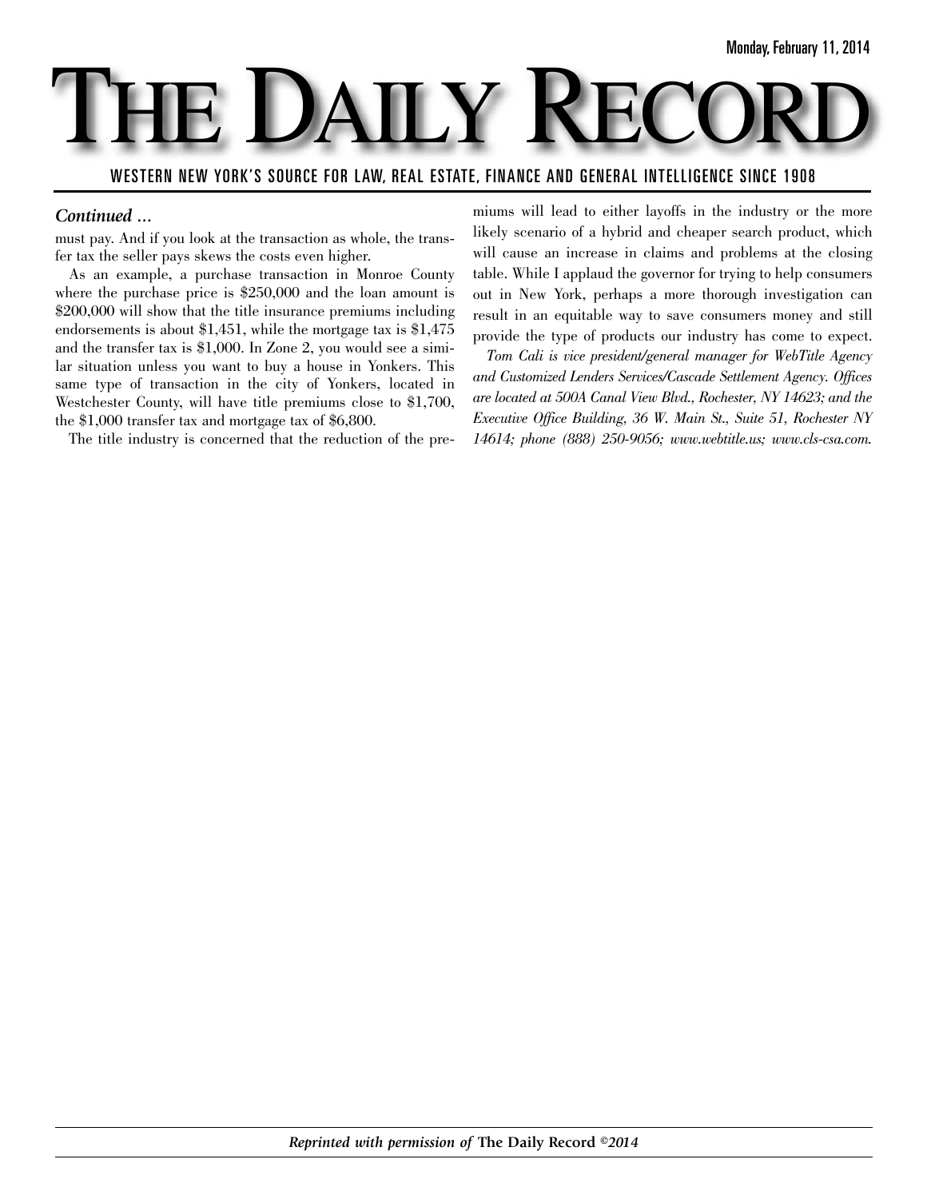*Continued ...*

must pay. And if you look at the transaction as whole, the transfer tax the seller pays skews the costs even higher.

As an example, a purchase transaction in Monroe County where the purchase price is $250,000 and the loan amount is $200,000 will show that the title insurance premiums including endorsements is about $1,451, while the mortgage tax is $1,475 and the transfer tax is $1,000. In Zone 2, you would see a similar situation unless you want to buy a house in Yonkers. This same type of transaction in the city of Yonkers, located in Westchester County, will have title premiums close to $1,700, the $1,000 transfer tax and mortgage tax of $6,800.

The title industry is concerned that the reduction of the premiums will lead to either layoffs in the industry or the more likely scenario of a hybrid and cheaper search product, which will cause an increase in claims and problems at the closing table. While I applaud the governor for trying to help consumers out in New York, perhaps a more thorough investigation can result in an equitable way to save consumers money and still provide the type of products our industry has come to expect.

*Tom Cali is vice president/general manager for WebTitle Agency and Customized Lenders Services/Cascade Settlement Agency. Offices are located at 500A Canal View Blvd., Rochester, NY 14623; and the Executive Office Building, 36 W. Main St., Suite 51, Rochester NY 14614; phone (888) 250-9056; www.webtitle.us; www.cls-csa.com.*

*Reprinted with permission of* **The Daily Record** *©2014*